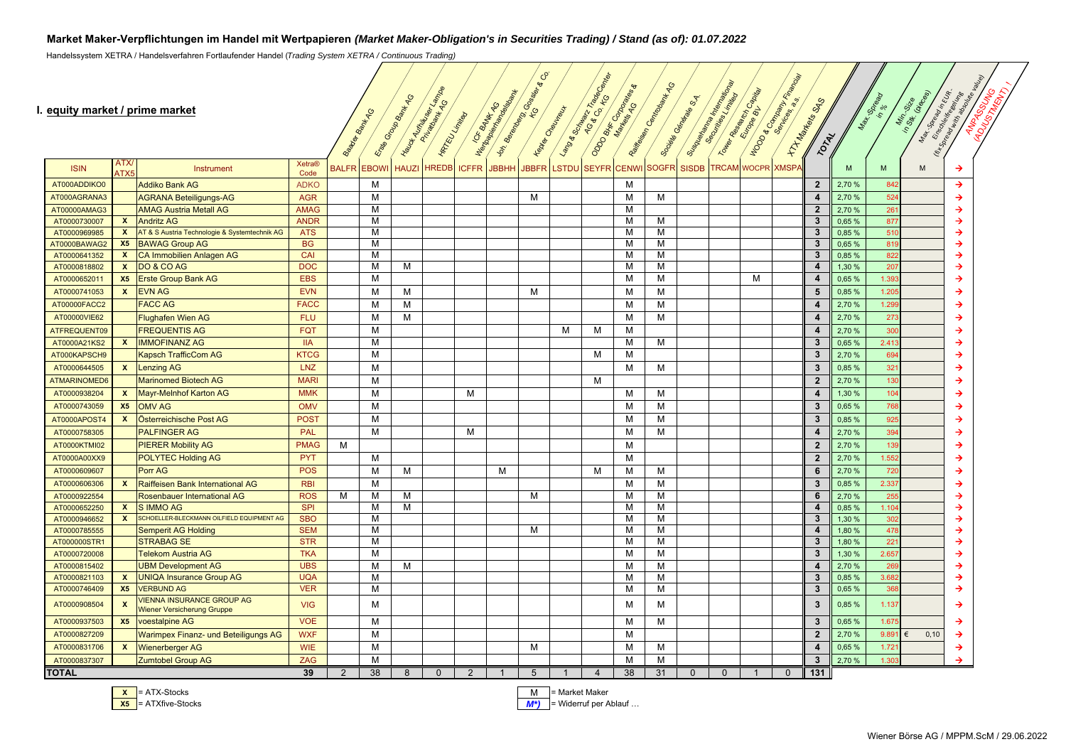## Market Maker-Verpflichtungen im Handel mit Wertpapieren *(Market Maker-Obligation's in Securities Trading)* / Stand (as of): 01.07.2022

Handelssystem XETRA / Handelsverfahren Fortlaufender Handel (*Trading System XETRA / Continuous Trading*)

### I. equity market / prime market

| ISIN | ATX/ ATX5 | Instrument | Xetra® Code | Baader Bank AG BALFR | Erste Group Bank AG EBOWI | Hauck Aufhäuser Lampe Privatbank AG HAUZI | HRTEU Limited HREDB | ICF BANK AG Wertpapierhandelsbank ICFFR | Joh. Berenberg, Gossler & Co. KG JBBHH | Kepler Cheuvreux JBBFR | Lang & Schwarz TradeCenter AG & Co. KG LSTDU | ODDO BHF Corporates & Markets AG SEYFR | Raiffeisen Centrobank AG CENWI | Société Générale S.A. SOGFR | Susquehanna International Securities Limited SISDB | Tower Research Capital Europe BV TRCAM | WOOD & Company Financial Services a.s. WOCPR | XTX Markets SAS XMSPA | TOTAL | Max-Spread in % | Min-Size in Stk. (pieces) | Max.-Spread in EUR - Einschleifregelung (fix Spread with absolute value) | ANPASSUNG (ADJUSTMENT) ! |
|---|---|---|---|---|---|---|---|---|---|---|---|---|---|---|---|---|---|---|---|---|---|---|---|
| | | | | | | | | | | | | | | | | | | | | M | M | M | → |
| AT000ADDIKO0 | | Addiko Bank AG | ADKO | | M | | | | | | | | M | | | | | | 2 | 2,70 % | 842 | | → |
| AT000AGRANA3 | | AGRANA Beteiligungs-AG | AGR | | M | | | | | M | | | M | M | | | | | 4 | 2,70 % | 524 | | → |
| AT00000AMAG3 | | AMAG Austria Metall AG | AMAG | | M | | | | | | | | M | | | | | | 2 | 2,70 % | 261 | | → |
| AT0000730007 | X | Andritz AG | ANDR | | M | | | | | | | | M | M | | | | | 3 | 0,65 % | 877 | | → |
| AT0000969985 | X | AT & S Austria Technologie & Systemtechnik AG | ATS | | M | | | | | | | | M | M | | | | | 3 | 0,85 % | 510 | | → |
| AT0000BAWAG2 | X5 | BAWAG Group AG | BG | | M | | | | | | | | M | M | | | | | 3 | 0,65 % | 819 | | → |
| AT0000641352 | X | CA Immobilien Anlagen AG | CAI | | M | | | | | | | | M | M | | | | | 3 | 0,85 % | 822 | | → |
| AT0000818802 | X | DO & CO AG | DOC | | M | M | | | | | | | M | M | | | | | 4 | 1,30 % | 207 | | → |
| AT0000652011 | X5 | Erste Group Bank AG | EBS | | M | | | | | | | | M | M | | | M | | 4 | 0,65 % | 1.393 | | → |
| AT0000741053 | X | EVN AG | EVN | | M | M | | | | M | | | M | M | | | | | 5 | 0,85 % | 1.205 | | → |
| AT00000FACC2 | | FACC AG | FACC | | M | M | | | | | | | M | M | | | | | 4 | 2,70 % | 1.299 | | → |
| AT00000VIE62 | | Flughafen Wien AG | FLU | | M | M | | | | | | | M | M | | | | | 4 | 2,70 % | 273 | | → |
| ATFREQUENT09 | | FREQUENTIS AG | FQT | | M | | | | | | M | M | M | | | | | | 4 | 2,70 % | 300 | | → |
| AT0000A21KS2 | X | IMMOFINANZ AG | IIA | | M | | | | | | | | M | M | | | | | 3 | 0,65 % | 2.413 | | → |
| AT000KAPSCH9 | | Kapsch TrafficCom AG | KTCG | | M | | | | | | | M | M | | | | | | 3 | 2,70 % | 694 | | → |
| AT0000644505 | X | Lenzing AG | LNZ | | M | | | | | | | | M | M | | | | | 3 | 0,85 % | 321 | | → |
| ATMARINOMED6 | | Marinomed Biotech AG | MARI | | M | | | | | | | M | | | | | | | 2 | 2,70 % | 130 | | → |
| AT0000938204 | X | Mayr-Melnhof Karton AG | MMK | | M | | | M | | | | | M | M | | | | | 4 | 1,30 % | 104 | | → |
| AT0000743059 | X5 | OMV AG | OMV | | M | | | | | | | | M | M | | | | | 3 | 0,65 % | 768 | | → |
| AT0000APOST4 | X | Österreichische Post AG | POST | | M | | | | | | | | M | M | | | | | 3 | 0,85 % | 925 | | → |
| AT0000758305 | | PALFINGER AG | PAL | | M | | | M | | | | | M | M | | | | | 4 | 2,70 % | 394 | | → |
| AT0000KTMI02 | | PIERER Mobility AG | PMAG | M | | | | | | | | | M | | | | | | 2 | 2,70 % | 139 | | → |
| AT0000A00XX9 | | POLYTEC Holding AG | PYT | | M | | | | | | | | M | | | | | | 2 | 2,70 % | 1.552 | | → |
| AT0000609607 | | Porr AG | POS | | M | M | | | M | | | M | M | M | | | | | 6 | 2,70 % | 720 | | → |
| AT0000606306 | X | Raiffeisen Bank International AG | RBI | | M | | | | | | | | M | M | | | | | 3 | 0,85 % | 2.337 | | → |
| AT0000922554 | | Rosenbauer International AG | ROS | M | M | M | | | | M | | | M | M | | | | | 6 | 2,70 % | 255 | | → |
| AT0000652250 | X | S IMMO AG | SPI | | M | M | | | | | | | M | M | | | | | 4 | 0,85 % | 1.104 | | → |
| AT0000946652 | X | SCHOELLER-BLECKMANN OILFIELD EQUIPMENT AG | SBO | | M | | | | | | | | M | M | | | | | 3 | 1,30 % | 302 | | → |
| AT0000785555 | | Semperit AG Holding | SEM | | M | | | | | M | | | M | M | | | | | 4 | 1,80 % | 478 | | → |
| AT000000STR1 | | STRABAG SE | STR | | M | | | | | | | | M | M | | | | | 3 | 1,80 % | 221 | | → |
| AT0000720008 | | Telekom Austria AG | TKA | | M | | | | | | | | M | M | | | | | 3 | 1,30 % | 2.657 | | → |
| AT0000815402 | | UBM Development AG | UBS | | M | M | | | | | | | M | M | | | | | 4 | 2,70 % | 269 | | → |
| AT0000821103 | X | UNIQA Insurance Group AG | UQA | | M | | | | | | | | M | M | | | | | 3 | 0,85 % | 3.682 | | → |
| AT0000746409 | X5 | VERBUND AG | VER | | M | | | | | | | | M | M | | | | | 3 | 0,65 % | 368 | | → |
| AT0000908504 | X | VIENNA INSURANCE GROUP AG Wiener Versicherung Gruppe | VIG | | M | | | | | | | | M | M | | | | | 3 | 0,85 % | 1.137 | | → |
| AT0000937503 | X5 | voestalpine AG | VOE | | M | | | | | | | | M | M | | | | | 3 | 0,65 % | 1.675 | | → |
| AT0000827209 | | Warimpex Finanz- und Beteiligungs AG | WXF | | M | | | | | | | | M | | | | | | 2 | 2,70 % | 9.891 | € 0,10 | → |
| AT0000831706 | X | Wienerberger AG | WIE | | M | | | | | M | | | M | M | | | | | 4 | 0,65 % | 1.721 | | → |
| AT0000837307 | | Zumtobel Group AG | ZAG | | M | | | | | | | | M | M | | | | | 3 | 2,70 % | 1.303 | | → |
| **TOTAL** | | | **39** | 2 | 38 | 8 | 0 | 2 | 1 | 5 | 1 | 4 | 38 | 31 | 0 | 0 | 1 | 0 | **131** | | | | |

**X** = ATX-Stocks
**X5** = ATXfive-Stocks

M = Market Maker
*M\*)* = Widerruf per Ablauf …

Wiener Börse AG / MPPM.ScM / 29.06.2022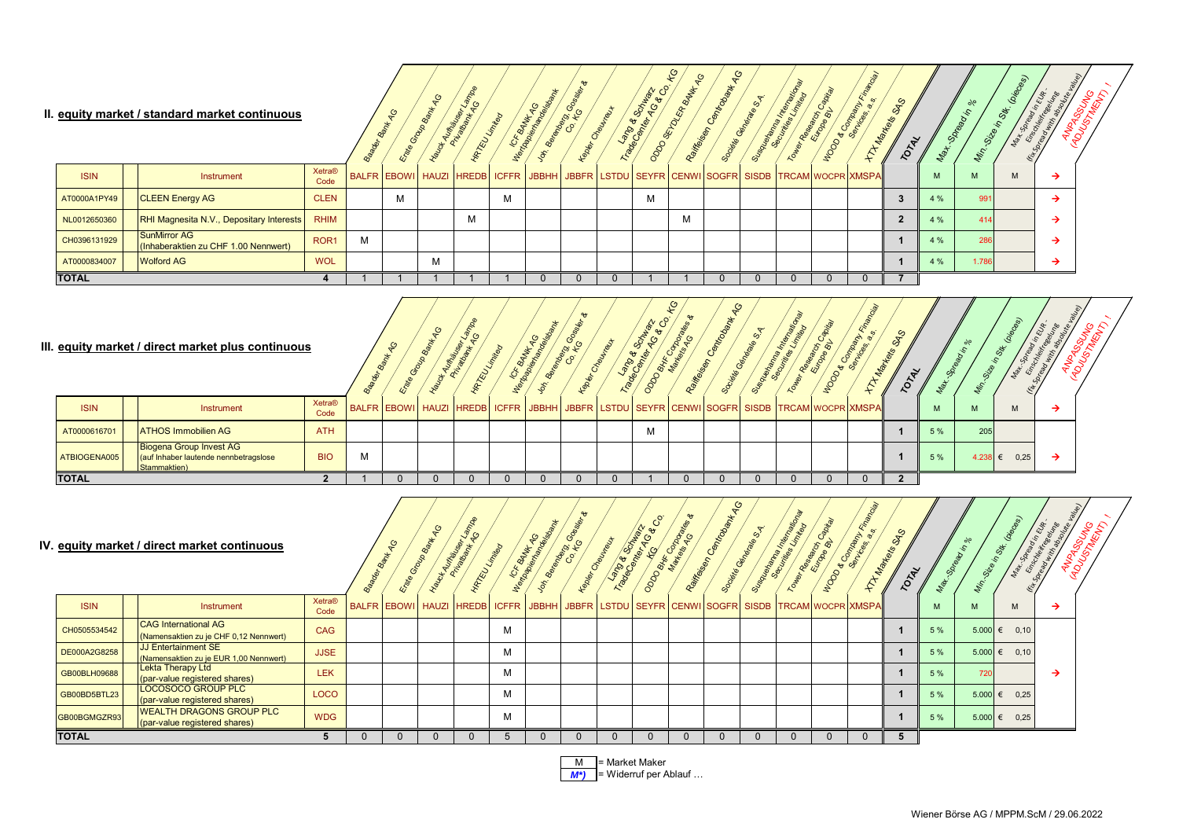## II. equity market / standard market continuous

| ISIN | Instrument | Xetra® Code | BALFR | EBOWI | HAUZI | HREDB | ICFFR | JBBHH | JBBFR | LSTDU | SEYFR | CENWI | SOGFR | SISDB | TRCAM | WOCPR | XMSPA | TOTAL | Max.-Spread in % | Min.-Size in Stk. (pieces) | Max.-Spread in EUR - Einschleifregelung (fix Spread with absolute value) | ANPASSUNG (ADJUSTMENT) ! |
|---|---|---|---|---|---|---|---|---|---|---|---|---|---|---|---|---|---|---|---|---|---|---|
| | | | Baader Bank AG | Erste Group Bank AG | Hauck Aufhäuser Lampe Privatbank AG | HRTEU Limited | ICF BANK AG Wertpapierhandelsbank | Joh. Berenberg, Gossler & Co. KG | Kepler Cheuvreux | Lang & Schwarz TradeCenter AG & Co. KG | ODDO SEYDLER BANK AG | Raiffeisen Centrobank AG | Société Générale S.A. | Susquehanna International Securities Limited | Tower Research Capital Europe BV | WOOD & Company Financial Services, a.s. | XTX Markets SAS | | M | M | M | → |
| AT0000A1PY49 | CLEEN Energy AG | CLEN | | M | | | M | | | | M | | | | | | | 3 | 4 % | 991 | | → |
| NL0012650360 | RHI Magnesita N.V., Depositary Interests | RHIM | | | | M | | | | | | M | | | | | | 2 | 4 % | 414 | | → |
| CH0396131929 | SunMirror AG (Inhaberaktien zu CHF 1.00 Nennwert) | ROR1 | M | | | | | | | | | | | | | | | 1 | 4 % | 286 | | → |
| AT0000834007 | Wolford AG | WOL | | | M | | | | | | | | | | | | | 1 | 4 % | 1.786 | | → |
| **TOTAL** | | 4 | 1 | 1 | 1 | 1 | 1 | 0 | 0 | 0 | 1 | 1 | 0 | 0 | 0 | 0 | 0 | 7 | | | | |

## III. equity market / direct market plus continuous

| ISIN | Instrument | Xetra® Code | BALFR | EBOWI | HAUZI | HREDB | ICFFR | JBBHH | JBBFR | LSTDU | SEYFR | CENWI | SOGFR | SISDB | TRCAM | WOCPR | XMSPA | TOTAL | Max.-Spread in % | Min.-Size in Stk. (pieces) | Max.-Spread in EUR - Einschleifregelung (fix Spread with absolute value) | ANPASSUNG (ADJUSTMENT) ! |
|---|---|---|---|---|---|---|---|---|---|---|---|---|---|---|---|---|---|---|---|---|---|---|
| | | | Baader Bank AG | Erste Group Bank AG | Hauck Aufhäuser Lampe Privatbank AG | HRTEU Limited | ICF BANK AG Wertpapierhandelsbank | Joh. Berenberg, Gossler & Co. KG | Kepler Cheuvreux | Lang & Schwarz TradeCenter AG & Co. KG | ODDO BHF Corporates & Markets AG | Raiffeisen Centrobank AG | Société Générale S.A. | Susquehanna International Securities Limited | Tower Research Capital Europe BV | WOOD & Company Financial Services, a.s. | XTX Markets SAS | | M | M | M | → |
| AT0000616701 | ATHOS Immobilien AG | ATH | | | | | | | | | M | | | | | | | 1 | 5 % | 205 | | |
| ATBIOGENA005 | Biogena Group Invest AG (auf Inhaber lautende nennbetragslose Stammaktien) | BIO | M | | | | | | | | | | | | | | | 1 | 5 % | 4.238 | € 0,25 | → |
| **TOTAL** | | 2 | 1 | 0 | 0 | 0 | 0 | 0 | 0 | 0 | 1 | 0 | 0 | 0 | 0 | 0 | 0 | 2 | | | | |

## IV. equity market / direct market continuous

| ISIN | Instrument | Xetra® Code | BALFR | EBOWI | HAUZI | HREDB | ICFFR | JBBHH | JBBFR | LSTDU | SEYFR | CENWI | SOGFR | SISDB | TRCAM | WOCPR | XMSPA | TOTAL | Max.-Spread in % | Min.-Size in Stk. (pieces) | Max.-Spread in EUR - Einschleifregelung (fix Spread with absolute value) | ANPASSUNG (ADJUSTMENT) ! |
|---|---|---|---|---|---|---|---|---|---|---|---|---|---|---|---|---|---|---|---|---|---|---|
| | | | Baader Bank AG | Erste Group Bank AG | Hauck Aufhäuser Lampe Privatbank AG | HRTEU Limited | ICF BANK AG Wertpapierhandelsbank | Joh. Berenberg, Gossler & Co. KG | Kepler Cheuvreux | Lang & Schwarz TradeCenter AG & Co. KG | ODDO BHF Corporates & Markets AG | Raiffeisen Centrobank AG | Société Générale S.A. | Susquehanna International Securities Limited | Tower Research Capital Europe BV | WOOD & Company Financial Services, a.s. | XTX Markets SAS | | M | M | M | → |
| CH0505534542 | CAG International AG (Namensaktien zu je CHF 0,12 Nennwert) | CAG | | | | | M | | | | | | | | | | | 1 | 5 % | 5.000 | € 0,10 | |
| DE000A2G8258 | JJ Entertainment SE (Namensaktien zu je EUR 1,00 Nennwert) | JJSE | | | | | M | | | | | | | | | | | 1 | 5 % | 5.000 | € 0,10 | |
| GB00BLH09688 | Lekta Therapy Ltd (par-value registered shares) | LEK | | | | | M | | | | | | | | | | | 1 | 5 % | 720 | | → |
| GB00BD5BTL23 | LOCOSOCO GROUP PLC (par-value registered shares) | LOCO | | | | | M | | | | | | | | | | | 1 | 5 % | 5.000 | € 0,25 | |
| GB00BGMGZR93 | WEALTH DRAGONS GROUP PLC (par-value registered shares) | WDG | | | | | M | | | | | | | | | | | 1 | 5 % | 5.000 | € 0,25 | |
| **TOTAL** | | 5 | 0 | 0 | 0 | 0 | 5 | 0 | 0 | 0 | 0 | 0 | 0 | 0 | 0 | 0 | 0 | 5 | | | | |

M = Market Maker
*M*)* = Widerruf per Ablauf …

Wiener Börse AG / MPPM.ScM / 29.06.2022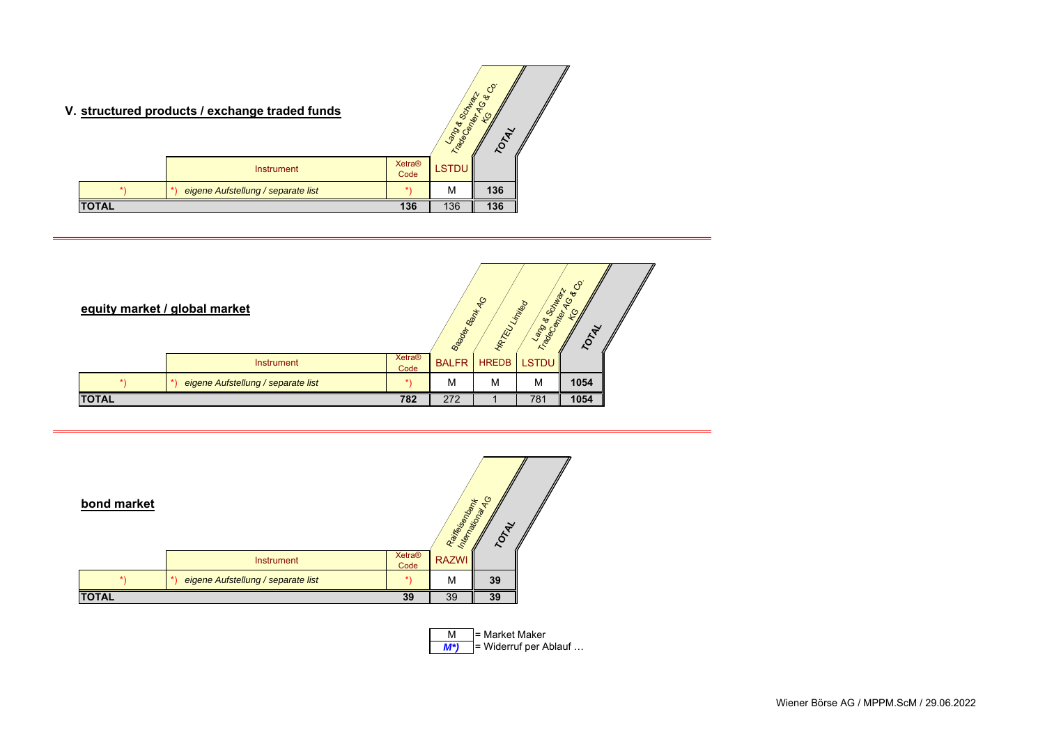## V. structured products / exchange traded funds

|  | Instrument | Xetra® Code | Lang & Schwarz TradeCenter AG & Co. KG | TOTAL |
|---|---|---|---|---|
|  |  |  | LSTDU |  |
| *) | *) *eigene Aufstellung / separate list* | *) | M | **136** |
| **TOTAL** |  | **136** | 136 | **136** |

## equity market / global market

|  | Instrument | Xetra® Code | Baader Bank AG | HRTEU Limited | Lang & Schwarz TradeCenter AG & Co. KG | TOTAL |
|---|---|---|---|---|---|---|
|  |  |  | BALFR | HREDB | LSTDU |  |
| *) | *) *eigene Aufstellung / separate list* | *) | M | M | M | **1054** |
| **TOTAL** |  | **782** | 272 | 1 | 781 | **1054** |

## bond market

|  | Instrument | Xetra® Code | Raiffeisenbank International AG | TOTAL |
|---|---|---|---|---|
|  |  |  | RAZWI |  |
| *) | *) *eigene Aufstellung / separate list* | *) | M | **39** |
| **TOTAL** |  | **39** | 39 | **39** |

| | |
|---|---|
| M | = Market Maker |
| ***M*)*** | = Widerruf per Ablauf … |

Wiener Börse AG / MPPM.ScM / 29.06.2022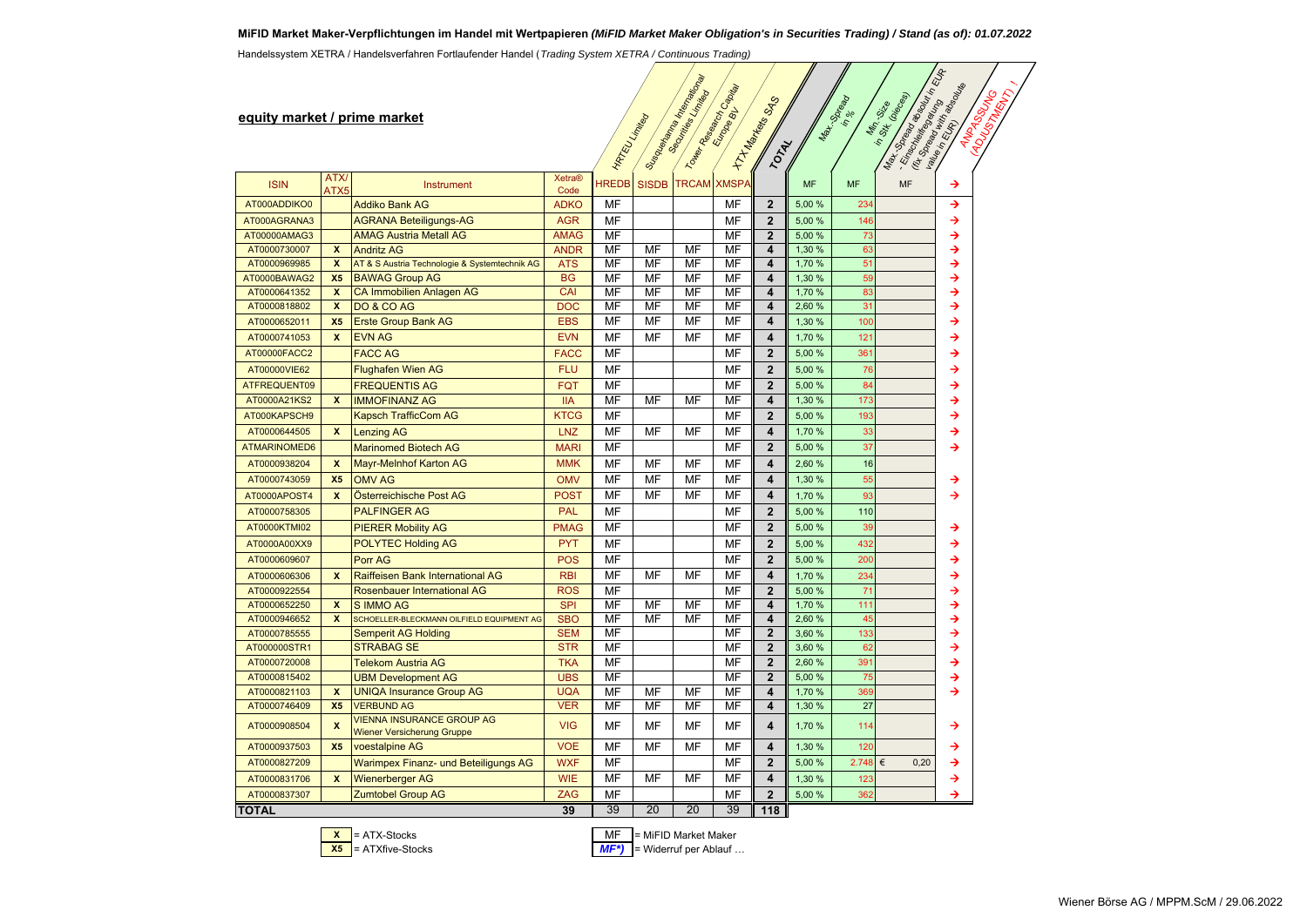**MiFID Market Maker-Verpflichtungen im Handel mit Wertpapieren** ***(MiFID Market Maker Obligation's in Securities Trading) / Stand (as of): 01.07.2022***

Handelssystem XETRA / Handelsverfahren Fortlaufender Handel (*Trading System XETRA / Continuous Trading*)

## equity market / prime market

| ISIN | ATX/ ATX5 | Instrument | Xetra® Code | HRTEU Limited HREDB | Susquehanna International Securities Limited SISDB | Tower Research Capital Europe BV TRCAM | XTX Markets SAS XMSPA | TOTAL | Max.-Spread in % MF | Min.-Size in Stk. (pieces) MF | Max.-Spread absolut in EUR - Einschleifregelung (fix Spread with absolute value in EUR) MF | ANPASSUNG (ADJUSTMENT) ! |
|---|---|---|---|---|---|---|---|---|---|---|---|---|
| AT000ADDIKO0 | | Addiko Bank AG | ADKO | MF | | | MF | 2 | 5,00 % | 234 | | → |
| AT000AGRANA3 | | AGRANA Beteiligungs-AG | AGR | MF | | | MF | 2 | 5,00 % | 146 | | → |
| AT00000AMAG3 | | AMAG Austria Metall AG | AMAG | MF | | | MF | 2 | 5,00 % | 73 | | → |
| AT0000730007 | X | Andritz AG | ANDR | MF | MF | MF | MF | 4 | 1,30 % | 63 | | → |
| AT0000969985 | X | AT & S Austria Technologie & Systemtechnik AG | ATS | MF | MF | MF | MF | 4 | 1,70 % | 51 | | → |
| AT0000BAWAG2 | X5 | BAWAG Group AG | BG | MF | MF | MF | MF | 4 | 1,30 % | 59 | | → |
| AT0000641352 | X | CA Immobilien Anlagen AG | CAI | MF | MF | MF | MF | 4 | 1,70 % | 83 | | → |
| AT0000818802 | X | DO & CO AG | DOC | MF | MF | MF | MF | 4 | 2,60 % | 31 | | → |
| AT0000652011 | X5 | Erste Group Bank AG | EBS | MF | MF | MF | MF | 4 | 1,30 % | 100 | | → |
| AT0000741053 | X | EVN AG | EVN | MF | MF | MF | MF | 4 | 1,70 % | 121 | | → |
| AT00000FACC2 | | FACC AG | FACC | MF | | | MF | 2 | 5,00 % | 361 | | → |
| AT00000VIE62 | | Flughafen Wien AG | FLU | MF | | | MF | 2 | 5,00 % | 76 | | → |
| ATFREQUENT09 | | FREQUENTIS AG | FQT | MF | | | MF | 2 | 5,00 % | 84 | | → |
| AT0000A21KS2 | X | IMMOFINANZ AG | IIA | MF | MF | MF | MF | 4 | 1,30 % | 173 | | → |
| AT000KAPSCH9 | | Kapsch TrafficCom AG | KTCG | MF | | | MF | 2 | 5,00 % | 193 | | → |
| AT0000644505 | X | Lenzing AG | LNZ | MF | MF | MF | MF | 4 | 1,70 % | 33 | | → |
| ATMARINOMED6 | | Marinomed Biotech AG | MARI | MF | | | MF | 2 | 5,00 % | 37 | | → |
| AT0000938204 | X | Mayr-Melnhof Karton AG | MMK | MF | MF | MF | MF | 4 | 2,60 % | 16 | | |
| AT0000743059 | X5 | OMV AG | OMV | MF | MF | MF | MF | 4 | 1,30 % | 55 | | → |
| AT0000APOST4 | X | Österreichische Post AG | POST | MF | MF | MF | MF | 4 | 1,70 % | 93 | | → |
| AT0000758305 | | PALFINGER AG | PAL | MF | | | MF | 2 | 5,00 % | 110 | | |
| AT0000KTMI02 | | PIERER Mobility AG | PMAG | MF | | | MF | 2 | 5,00 % | 39 | | → |
| AT0000A00XX9 | | POLYTEC Holding AG | PYT | MF | | | MF | 2 | 5,00 % | 432 | | → |
| AT0000609607 | | Porr AG | POS | MF | | | MF | 2 | 5,00 % | 200 | | → |
| AT0000606306 | X | Raiffeisen Bank International AG | RBI | MF | MF | MF | MF | 4 | 1,70 % | 234 | | → |
| AT0000922554 | | Rosenbauer International AG | ROS | MF | | | MF | 2 | 5,00 % | 71 | | → |
| AT0000652250 | X | S IMMO AG | SPI | MF | MF | MF | MF | 4 | 1,70 % | 111 | | → |
| AT0000946652 | X | SCHOELLER-BLECKMANN OILFIELD EQUIPMENT AG | SBO | MF | MF | MF | MF | 4 | 2,60 % | 45 | | → |
| AT0000785555 | | Semperit AG Holding | SEM | MF | | | MF | 2 | 3,60 % | 133 | | → |
| AT000000STR1 | | STRABAG SE | STR | MF | | | MF | 2 | 3,60 % | 62 | | → |
| AT0000720008 | | Telekom Austria AG | TKA | MF | | | MF | 2 | 2,60 % | 391 | | → |
| AT0000815402 | | UBM Development AG | UBS | MF | | | MF | 2 | 5,00 % | 75 | | → |
| AT0000821103 | X | UNIQA Insurance Group AG | UQA | MF | MF | MF | MF | 4 | 1,70 % | 369 | | → |
| AT0000746409 | X5 | VERBUND AG | VER | MF | MF | MF | MF | 4 | 1,30 % | 27 | | |
| AT0000908504 | X | VIENNA INSURANCE GROUP AG Wiener Versicherung Gruppe | VIG | MF | MF | MF | MF | 4 | 1,70 % | 114 | | → |
| AT0000937503 | X5 | voestalpine AG | VOE | MF | MF | MF | MF | 4 | 1,30 % | 120 | | → |
| AT0000827209 | | Warimpex Finanz- und Beteiligungs AG | WXF | MF | | | MF | 2 | 5,00 % | 2.748 | € 0,20 | → |
| AT0000831706 | X | Wienerberger AG | WIE | MF | MF | MF | MF | 4 | 1,30 % | 123 | | → |
| AT0000837307 | | Zumtobel Group AG | ZAG | MF | | | MF | 2 | 5,00 % | 362 | | → |
| **TOTAL** | | | 39 | 39 | 20 | 20 | 39 | 118 | | | | |

X = ATX-Stocks
X5 = ATXfive-Stocks

MF = MiFID Market Maker
*MF\*)* = Widerruf per Ablauf …

Wiener Börse AG / MPPM.ScM / 29.06.2022